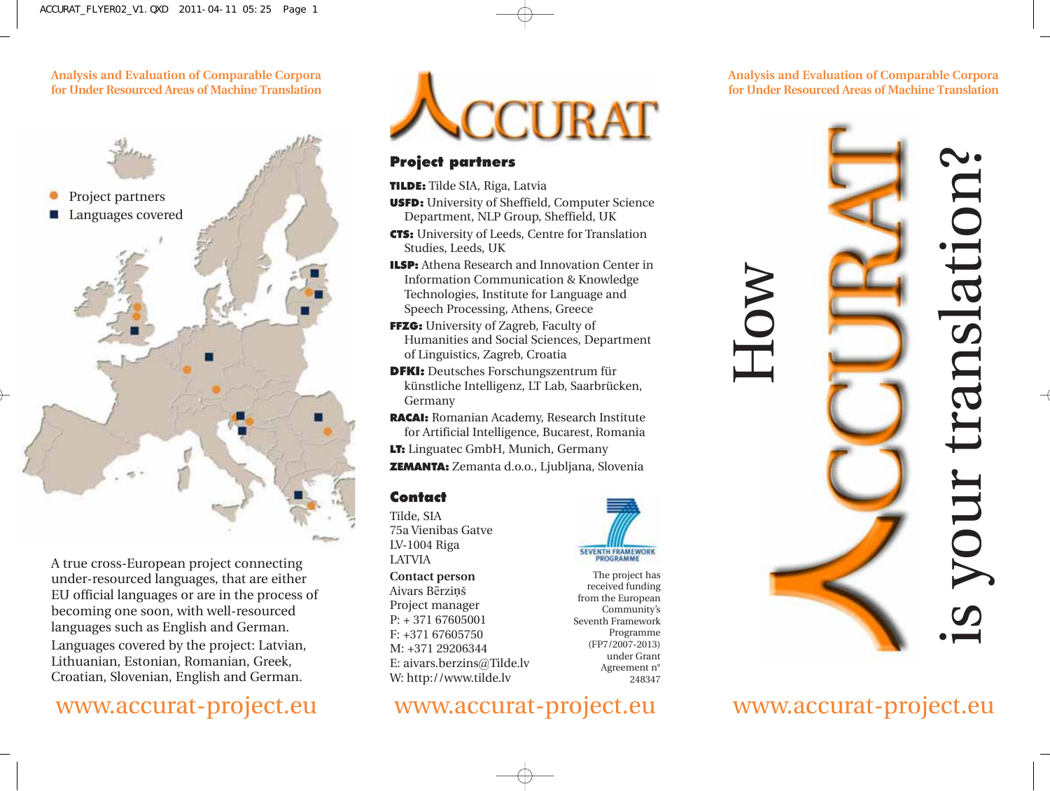**Analysis and Evaluation of Comparable Corpora for Under Resourced Areas of Machine Translation**

- Project partners
- Languages covered

A true cross-European project connecting under-resourced languages, that are either EU official languages or are in the process of becoming one soon, with well-resourced languages such as English and German.

Languages covered by the project: Latvian, Lithuanian, Estonian, Romanian, Greek, Croatian, Slovenian, English and German.

www.accurat-project.eu

# ACCURAT

## Project partners

**TILDE:** Tilde SIA, Riga, Latvia

**USFD:** University of Sheffield, Computer Science Department, NLP Group, Sheffield, UK

**CTS:** University of Leeds, Centre for Translation Studies, Leeds, UK

**ILSP:** Athena Research and Innovation Center in Information Communication & Knowledge Technologies, Institute for Language and Speech Processing, Athens, Greece

**FFZG:** University of Zagreb, Faculty of Humanities and Social Sciences, Department of Linguistics, Zagreb, Croatia

**DFKI:** Deutsches Forschungszentrum für künstliche Intelligenz, LT Lab, Saarbrücken, Germany

**RACAI:** Romanian Academy, Research Institute for Artificial Intelligence, Bucarest, Romania

**LT:** Linguatec GmbH, Munich, Germany

**ZEMANTA:** Zemanta d.o.o., Ljubljana, Slovenia

## Contact

Tilde, SIA
75a Vienibas Gatve
LV-1004 Riga
LATVIA

**Contact person**
Aivars Bērziņš
Project manager
P: + 371 67605001
F: +371 67605750
M: +371 29206344
E: aivars.berzins@Tilde.lv
W: http://www.tilde.lv

SEVENTH FRAMEWORK PROGRAMME

The project has received funding from the European Community's Seventh Framework Programme (FP7/2007-2013) under Grant Agreement n° 248347

www.accurat-project.eu

**Analysis and Evaluation of Comparable Corpora for Under Resourced Areas of Machine Translation**

# How ACCURAT is your translation?

www.accurat-project.eu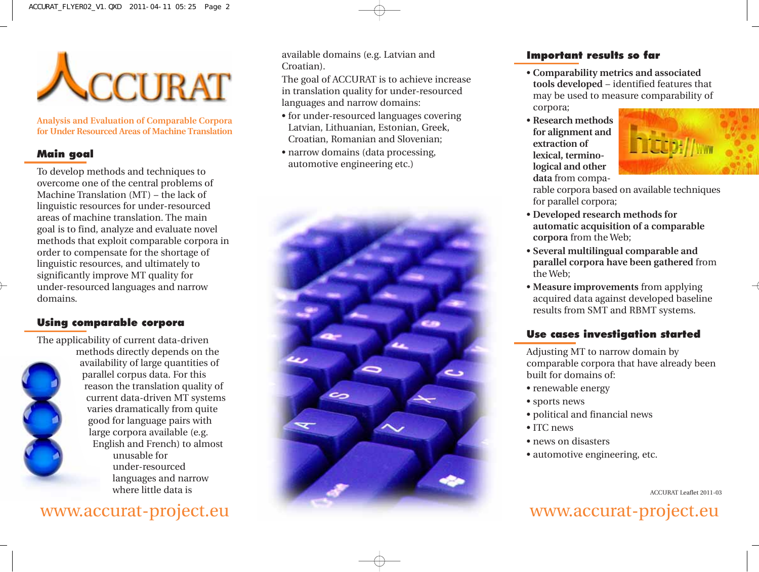# ACCURAT

**Analysis and Evaluation of Comparable Corpora for Under Resourced Areas of Machine Translation**

## Main goal

To develop methods and techniques to overcome one of the central problems of Machine Translation (MT) – the lack of linguistic resources for under-resourced areas of machine translation. The main goal is to find, analyze and evaluate novel methods that exploit comparable corpora in order to compensate for the shortage of linguistic resources, and ultimately to significantly improve MT quality for under-resourced languages and narrow domains.

## Using comparable corpora

The applicability of current data-driven methods directly depends on the availability of large quantities of parallel corpus data. For this reason the translation quality of current data-driven MT systems varies dramatically from quite good for language pairs with large corpora available (e.g. English and French) to almost unusable for under-resourced languages and narrow domains where little data is available domains (e.g. Latvian and Croatian).

The goal of ACCURAT is to achieve increase in translation quality for under-resourced languages and narrow domains:

- for under-resourced languages covering Latvian, Lithuanian, Estonian, Greek, Croatian, Romanian and Slovenian;
- narrow domains (data processing, automotive engineering etc.)

## Important results so far

- **Comparability metrics and associated tools developed** – identified features that may be used to measure comparability of corpora;
- **Research methods for alignment and extraction of lexical, terminological and other data** from comparable corpora based on available techniques for parallel corpora;
- **Developed research methods for automatic acquisition of a comparable corpora** from the Web;
- **Several multilingual comparable and parallel corpora have been gathered** from the Web;
- **Measure improvements** from applying acquired data against developed baseline results from SMT and RBMT systems.

## Use cases investigation started

Adjusting MT to narrow domain by comparable corpora that have already been built for domains of:

- renewable energy
- sports news
- political and financial news
- ITC news
- news on disasters
- automotive engineering, etc.

ACCURAT Leaflet 2011-03

www.accurat-project.eu